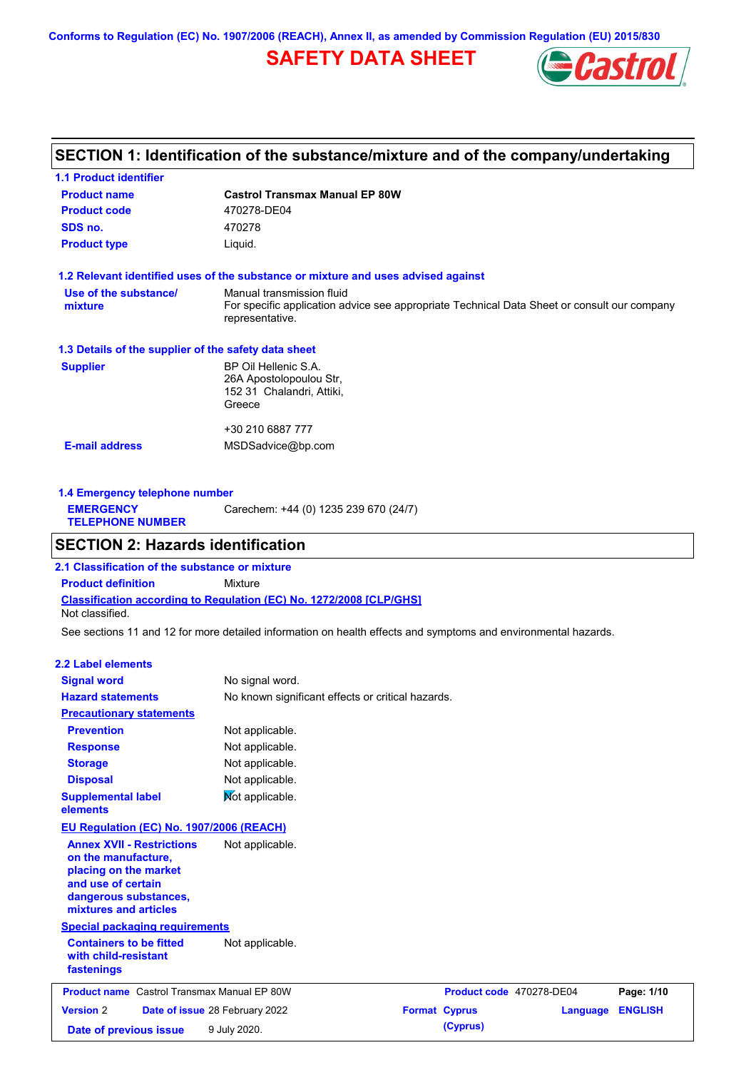Conforms to Regulation (EC) No. 1907/2006 (REACH), Annex II, as amended by Commission Regulation (EU) 2015/830

# SAFETY DATA SHEET

## SECTION 1: Identification of the substance/mixture and of the company/undertaking

### 1.1 Product identifier

| | |
|---|---|
| **Product name** | **Castrol Transmax Manual EP 80W** |
| **Product code** | 470278-DE04 |
| **SDS no.** | 470278 |
| **Product type** | Liquid. |

### 1.2 Relevant identified uses of the substance or mixture and uses advised against

| | |
|---|---|
| **Use of the substance/ mixture** | Manual transmission fluid<br>For specific application advice see appropriate Technical Data Sheet or consult our company representative. |

### 1.3 Details of the supplier of the safety data sheet

| | |
|---|---|
| **Supplier** | BP Oil Hellenic S.A.<br>26A Apostolopoulou Str,<br>152 31 Chalandri, Attiki,<br>Greece<br><br>+30 210 6887 777 |
| **E-mail address** | MSDSadvice@bp.com |

### 1.4 Emergency telephone number

| | |
|---|---|
| **EMERGENCY TELEPHONE NUMBER** | Carechem: +44 (0) 1235 239 670 (24/7) |

## SECTION 2: Hazards identification

### 2.1 Classification of the substance or mixture

**Product definition** Mixture

**Classification according to Regulation (EC) No. 1272/2008 [CLP/GHS]**

Not classified.

See sections 11 and 12 for more detailed information on health effects and symptoms and environmental hazards.

### 2.2 Label elements

| | |
|---|---|
| **Signal word** | No signal word. |
| **Hazard statements** | No known significant effects or critical hazards. |

**Precautionary statements**

| | |
|---|---|
| **Prevention** | Not applicable. |
| **Response** | Not applicable. |
| **Storage** | Not applicable. |
| **Disposal** | Not applicable. |
| **Supplemental label elements** | Not applicable. |

**EU Regulation (EC) No. 1907/2006 (REACH)**

| | |
|---|---|
| **Annex XVII - Restrictions on the manufacture, placing on the market and use of certain dangerous substances, mixtures and articles** | Not applicable. |

**Special packaging requirements**

| | |
|---|---|
| **Containers to be fitted with child-resistant fastenings** | Not applicable. |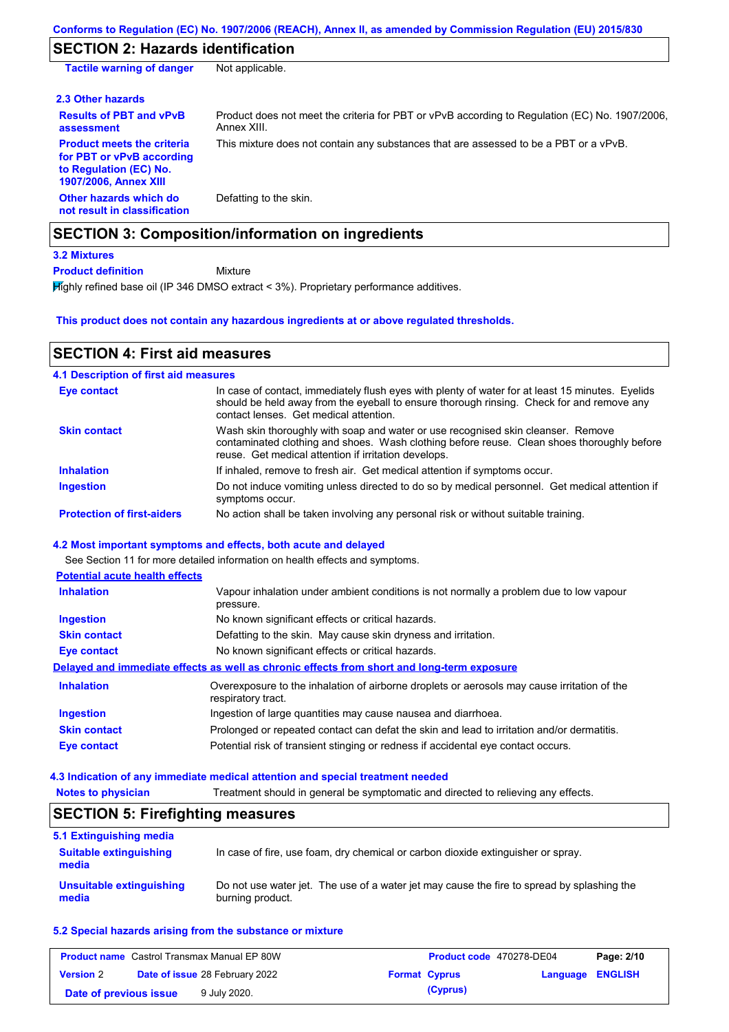## SECTION 2: Hazards identification

**Tactile warning of danger** Not applicable.

### 2.3 Other hazards

**Results of PBT and vPvB assessment** Product does not meet the criteria for PBT or vPvB according to Regulation (EC) No. 1907/2006, Annex XIII.

**Product meets the criteria for PBT or vPvB according to Regulation (EC) No. 1907/2006, Annex XIII** This mixture does not contain any substances that are assessed to be a PBT or a vPvB.

**Other hazards which do not result in classification** Defatting to the skin.

## SECTION 3: Composition/information on ingredients

### 3.2 Mixtures

**Product definition** Mixture

Highly refined base oil (IP 346 DMSO extract < 3%). Proprietary performance additives.

**This product does not contain any hazardous ingredients at or above regulated thresholds.**

## SECTION 4: First aid measures

### 4.1 Description of first aid measures

**Eye contact** In case of contact, immediately flush eyes with plenty of water for at least 15 minutes. Eyelids should be held away from the eyeball to ensure thorough rinsing. Check for and remove any contact lenses. Get medical attention.

**Skin contact** Wash skin thoroughly with soap and water or use recognised skin cleanser. Remove contaminated clothing and shoes. Wash clothing before reuse. Clean shoes thoroughly before reuse. Get medical attention if irritation develops.

**Inhalation** If inhaled, remove to fresh air. Get medical attention if symptoms occur.

**Ingestion** Do not induce vomiting unless directed to do so by medical personnel. Get medical attention if symptoms occur.

**Protection of first-aiders** No action shall be taken involving any personal risk or without suitable training.

### 4.2 Most important symptoms and effects, both acute and delayed

See Section 11 for more detailed information on health effects and symptoms.

**Potential acute health effects**

**Inhalation** Vapour inhalation under ambient conditions is not normally a problem due to low vapour pressure.

**Ingestion** No known significant effects or critical hazards.

**Skin contact** Defatting to the skin. May cause skin dryness and irritation.

**Eye contact** No known significant effects or critical hazards.

**Delayed and immediate effects as well as chronic effects from short and long-term exposure**

**Inhalation** Overexposure to the inhalation of airborne droplets or aerosols may cause irritation of the respiratory tract.

**Ingestion** Ingestion of large quantities may cause nausea and diarrhoea.

**Skin contact** Prolonged or repeated contact can defat the skin and lead to irritation and/or dermatitis.

**Eye contact** Potential risk of transient stinging or redness if accidental eye contact occurs.

### 4.3 Indication of any immediate medical attention and special treatment needed

**Notes to physician** Treatment should in general be symptomatic and directed to relieving any effects.

## SECTION 5: Firefighting measures

### 5.1 Extinguishing media

**Suitable extinguishing media** In case of fire, use foam, dry chemical or carbon dioxide extinguisher or spray.

**Unsuitable extinguishing media** Do not use water jet. The use of a water jet may cause the fire to spread by splashing the burning product.

### 5.2 Special hazards arising from the substance or mixture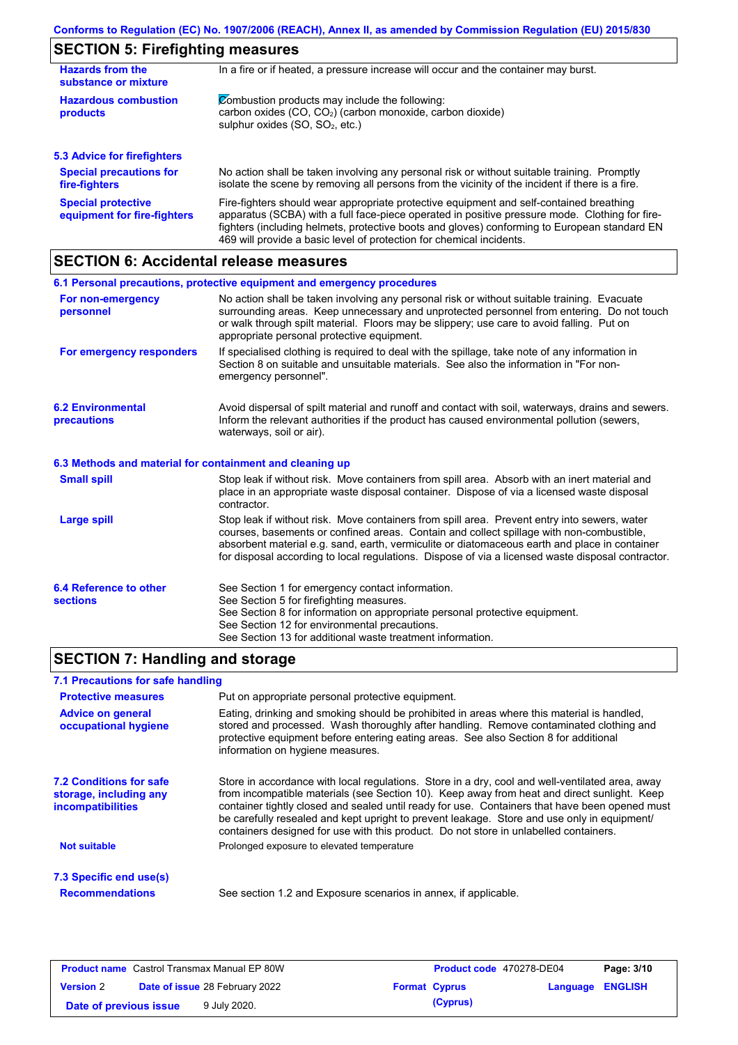## SECTION 5: Firefighting measures

| | |
|---|---|
| **Hazards from the substance or mixture** | In a fire or if heated, a pressure increase will occur and the container may burst. |
| **Hazardous combustion products** | Combustion products may include the following: carbon oxides (CO, $CO_2$) (carbon monoxide, carbon dioxide) sulphur oxides (SO, $SO_2$, etc.) |

### 5.3 Advice for firefighters

| | |
|---|---|
| **Special precautions for fire-fighters** | No action shall be taken involving any personal risk or without suitable training. Promptly isolate the scene by removing all persons from the vicinity of the incident if there is a fire. |
| **Special protective equipment for fire-fighters** | Fire-fighters should wear appropriate protective equipment and self-contained breathing apparatus (SCBA) with a full face-piece operated in positive pressure mode. Clothing for fire-fighters (including helmets, protective boots and gloves) conforming to European standard EN 469 will provide a basic level of protection for chemical incidents. |

## SECTION 6: Accidental release measures

### 6.1 Personal precautions, protective equipment and emergency procedures

| | |
|---|---|
| **For non-emergency personnel** | No action shall be taken involving any personal risk or without suitable training. Evacuate surrounding areas. Keep unnecessary and unprotected personnel from entering. Do not touch or walk through spilt material. Floors may be slippery; use care to avoid falling. Put on appropriate personal protective equipment. |
| **For emergency responders** | If specialised clothing is required to deal with the spillage, take note of any information in Section 8 on suitable and unsuitable materials. See also the information in "For non-emergency personnel". |

### 6.2 Environmental precautions

Avoid dispersal of spilt material and runoff and contact with soil, waterways, drains and sewers. Inform the relevant authorities if the product has caused environmental pollution (sewers, waterways, soil or air).

### 6.3 Methods and material for containment and cleaning up

| | |
|---|---|
| **Small spill** | Stop leak if without risk. Move containers from spill area. Absorb with an inert material and place in an appropriate waste disposal container. Dispose of via a licensed waste disposal contractor. |
| **Large spill** | Stop leak if without risk. Move containers from spill area. Prevent entry into sewers, water courses, basements or confined areas. Contain and collect spillage with non-combustible, absorbent material e.g. sand, earth, vermiculite or diatomaceous earth and place in container for disposal according to local regulations. Dispose of via a licensed waste disposal contractor. |

### 6.4 Reference to other sections

See Section 1 for emergency contact information.
See Section 5 for firefighting measures.
See Section 8 for information on appropriate personal protective equipment.
See Section 12 for environmental precautions.
See Section 13 for additional waste treatment information.

## SECTION 7: Handling and storage

### 7.1 Precautions for safe handling

| | |
|---|---|
| **Protective measures** | Put on appropriate personal protective equipment. |
| **Advice on general occupational hygiene** | Eating, drinking and smoking should be prohibited in areas where this material is handled, stored and processed. Wash thoroughly after handling. Remove contaminated clothing and protective equipment before entering eating areas. See also Section 8 for additional information on hygiene measures. |

### 7.2 Conditions for safe storage, including any incompatibilities

Store in accordance with local regulations. Store in a dry, cool and well-ventilated area, away from incompatible materials (see Section 10). Keep away from heat and direct sunlight. Keep container tightly closed and sealed until ready for use. Containers that have been opened must be carefully resealed and kept upright to prevent leakage. Store and use only in equipment/ containers designed for use with this product. Do not store in unlabelled containers.

**Not suitable** Prolonged exposure to elevated temperature

### 7.3 Specific end use(s)

**Recommendations** See section 1.2 and Exposure scenarios in annex, if applicable.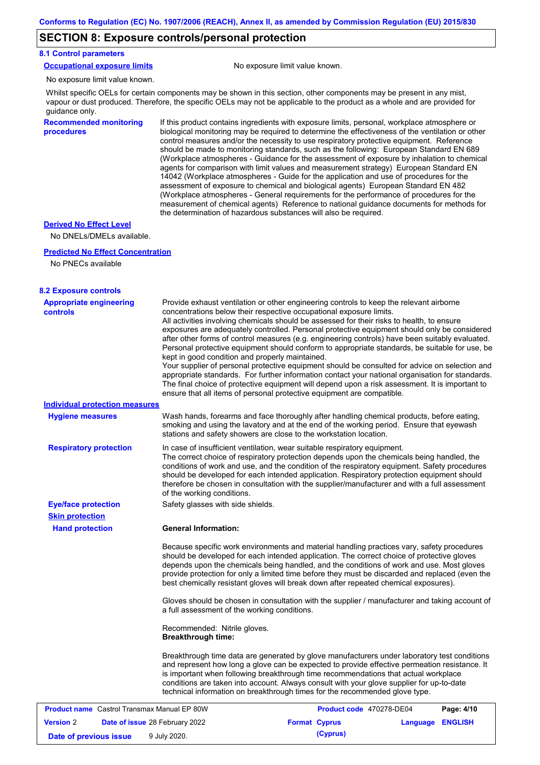## SECTION 8: Exposure controls/personal protection

### 8.1 Control parameters

**Occupational exposure limits** No exposure limit value known.

No exposure limit value known.

Whilst specific OELs for certain components may be shown in this section, other components may be present in any mist, vapour or dust produced. Therefore, the specific OELs may not be applicable to the product as a whole and are provided for guidance only.

**Recommended monitoring procedures**

If this product contains ingredients with exposure limits, personal, workplace atmosphere or biological monitoring may be required to determine the effectiveness of the ventilation or other control measures and/or the necessity to use respiratory protective equipment. Reference should be made to monitoring standards, such as the following: European Standard EN 689 (Workplace atmospheres - Guidance for the assessment of exposure by inhalation to chemical agents for comparison with limit values and measurement strategy) European Standard EN 14042 (Workplace atmospheres - Guide for the application and use of procedures for the assessment of exposure to chemical and biological agents) European Standard EN 482 (Workplace atmospheres - General requirements for the performance of procedures for the measurement of chemical agents) Reference to national guidance documents for methods for the determination of hazardous substances will also be required.

**Derived No Effect Level**

No DNELs/DMELs available.

**Predicted No Effect Concentration**

No PNECs available

### 8.2 Exposure controls

**Appropriate engineering controls**

Provide exhaust ventilation or other engineering controls to keep the relevant airborne concentrations below their respective occupational exposure limits.
All activities involving chemicals should be assessed for their risks to health, to ensure exposures are adequately controlled. Personal protective equipment should only be considered after other forms of control measures (e.g. engineering controls) have been suitably evaluated. Personal protective equipment should conform to appropriate standards, be suitable for use, be kept in good condition and properly maintained.
Your supplier of personal protective equipment should be consulted for advice on selection and appropriate standards. For further information contact your national organisation for standards. The final choice of protective equipment will depend upon a risk assessment. It is important to ensure that all items of personal protective equipment are compatible.

**Individual protection measures**

**Hygiene measures**

Wash hands, forearms and face thoroughly after handling chemical products, before eating, smoking and using the lavatory and at the end of the working period. Ensure that eyewash stations and safety showers are close to the workstation location.

**Respiratory protection**

In case of insufficient ventilation, wear suitable respiratory equipment.
The correct choice of respiratory protection depends upon the chemicals being handled, the conditions of work and use, and the condition of the respiratory equipment. Safety procedures should be developed for each intended application. Respiratory protection equipment should therefore be chosen in consultation with the supplier/manufacturer and with a full assessment of the working conditions.

**Eye/face protection**

Safety glasses with side shields.

**Skin protection**

**Hand protection**

**General Information:**

Because specific work environments and material handling practices vary, safety procedures should be developed for each intended application. The correct choice of protective gloves depends upon the chemicals being handled, and the conditions of work and use. Most gloves provide protection for only a limited time before they must be discarded and replaced (even the best chemically resistant gloves will break down after repeated chemical exposures).

Gloves should be chosen in consultation with the supplier / manufacturer and taking account of a full assessment of the working conditions.

Recommended: Nitrile gloves.
**Breakthrough time:**

Breakthrough time data are generated by glove manufacturers under laboratory test conditions and represent how long a glove can be expected to provide effective permeation resistance. It is important when following breakthrough time recommendations that actual workplace conditions are taken into account. Always consult with your glove supplier for up-to-date technical information on breakthrough times for the recommended glove type.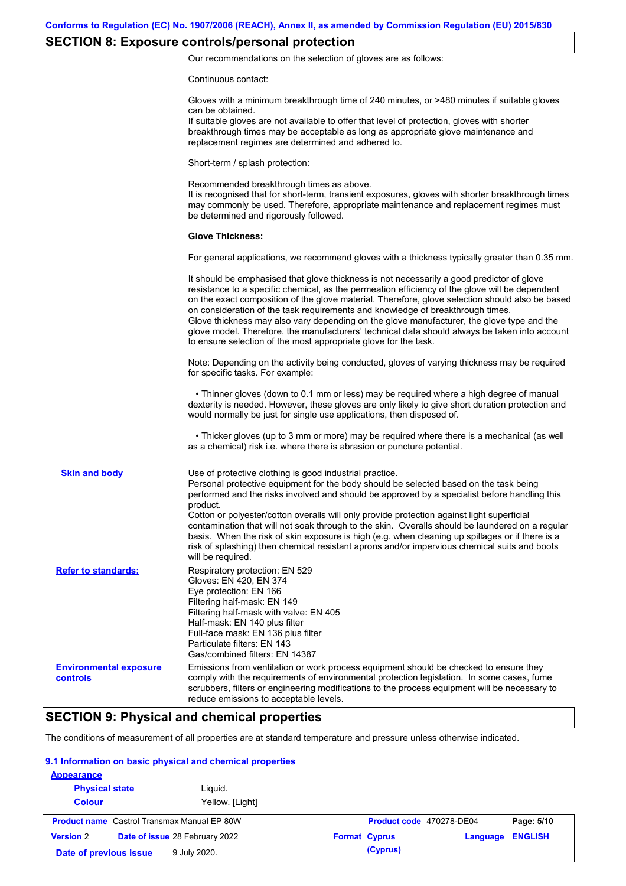## SECTION 8: Exposure controls/personal protection

Our recommendations on the selection of gloves are as follows:

Continuous contact:

Gloves with a minimum breakthrough time of 240 minutes, or >480 minutes if suitable gloves can be obtained.
If suitable gloves are not available to offer that level of protection, gloves with shorter breakthrough times may be acceptable as long as appropriate glove maintenance and replacement regimes are determined and adhered to.

Short-term / splash protection:

Recommended breakthrough times as above.
It is recognised that for short-term, transient exposures, gloves with shorter breakthrough times may commonly be used. Therefore, appropriate maintenance and replacement regimes must be determined and rigorously followed.

**Glove Thickness:**

For general applications, we recommend gloves with a thickness typically greater than 0.35 mm.

It should be emphasised that glove thickness is not necessarily a good predictor of glove resistance to a specific chemical, as the permeation efficiency of the glove will be dependent on the exact composition of the glove material. Therefore, glove selection should also be based on consideration of the task requirements and knowledge of breakthrough times.
Glove thickness may also vary depending on the glove manufacturer, the glove type and the glove model. Therefore, the manufacturers' technical data should always be taken into account to ensure selection of the most appropriate glove for the task.

Note: Depending on the activity being conducted, gloves of varying thickness may be required for specific tasks. For example:

- Thinner gloves (down to 0.1 mm or less) may be required where a high degree of manual dexterity is needed. However, these gloves are only likely to give short duration protection and would normally be just for single use applications, then disposed of.

- Thicker gloves (up to 3 mm or more) may be required where there is a mechanical (as well as a chemical) risk i.e. where there is abrasion or puncture potential.

**Skin and body**

Use of protective clothing is good industrial practice.
Personal protective equipment for the body should be selected based on the task being performed and the risks involved and should be approved by a specialist before handling this product.
Cotton or polyester/cotton overalls will only provide protection against light superficial contamination that will not soak through to the skin. Overalls should be laundered on a regular basis. When the risk of skin exposure is high (e.g. when cleaning up spillages or if there is a risk of splashing) then chemical resistant aprons and/or impervious chemical suits and boots will be required.

**Refer to standards:**

Respiratory protection: EN 529
Gloves: EN 420, EN 374
Eye protection: EN 166
Filtering half-mask: EN 149
Filtering half-mask with valve: EN 405
Half-mask: EN 140 plus filter
Full-face mask: EN 136 plus filter
Particulate filters: EN 143
Gas/combined filters: EN 14387

**Environmental exposure controls**

Emissions from ventilation or work process equipment should be checked to ensure they comply with the requirements of environmental protection legislation. In some cases, fume scrubbers, filters or engineering modifications to the process equipment will be necessary to reduce emissions to acceptable levels.

## SECTION 9: Physical and chemical properties

The conditions of measurement of all properties are at standard temperature and pressure unless otherwise indicated.

### 9.1 Information on basic physical and chemical properties

**Appearance**

| | |
|---|---|
| **Physical state** | Liquid. |
| **Colour** | Yellow. [Light] |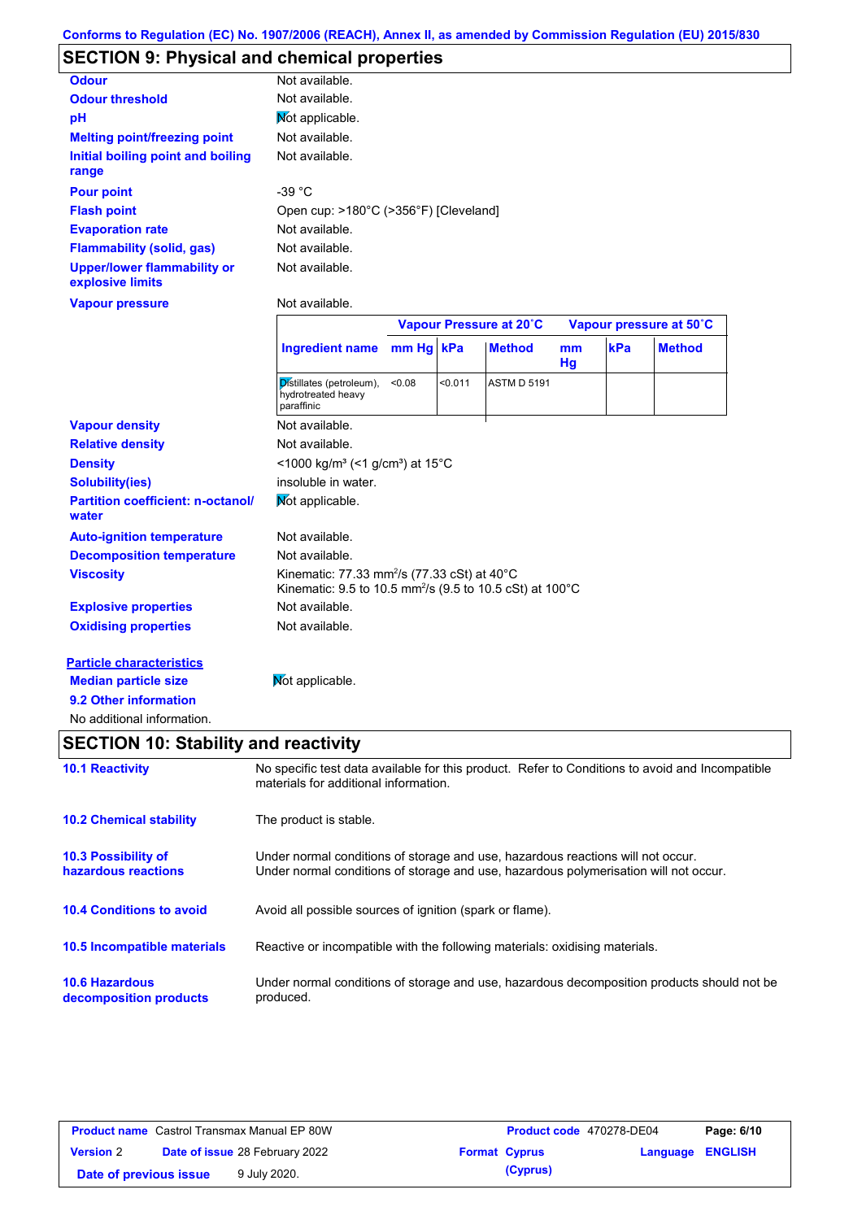Conforms to Regulation (EC) No. 1907/2006 (REACH), Annex II, as amended by Commission Regulation (EU) 2015/830

## SECTION 9: Physical and chemical properties

| | |
|---|---|
| **Odour** | Not available. |
| **Odour threshold** | Not available. |
| **pH** | Not applicable. |
| **Melting point/freezing point** | Not available. |
| **Initial boiling point and boiling range** | Not available. |
| **Pour point** | -39 °C |
| **Flash point** | Open cup: >180°C (>356°F) [Cleveland] |
| **Evaporation rate** | Not available. |
| **Flammability (solid, gas)** | Not available. |
| **Upper/lower flammability or explosive limits** | Not available. |
| **Vapour pressure** | Not available. |

| | Vapour Pressure at 20˚C | | | Vapour pressure at 50˚C | | |
|---|---|---|---|---|---|---|
| **Ingredient name** | **mm Hg** | **kPa** | **Method** | **mm Hg** | **kPa** | **Method** |
| Distillates (petroleum), hydrotreated heavy paraffinic | <0.08 | <0.011 | ASTM D 5191 | | | |

| | |
|---|---|
| **Vapour density** | Not available. |
| **Relative density** | Not available. |
| **Density** | <1000 kg/m³ (<1 g/cm³) at 15°C |
| **Solubility(ies)** | insoluble in water. |
| **Partition coefficient: n-octanol/water** | Not applicable. |
| **Auto-ignition temperature** | Not available. |
| **Decomposition temperature** | Not available. |
| **Viscosity** | Kinematic: 77.33 mm²/s (77.33 cSt) at 40°C<br>Kinematic: 9.5 to 10.5 mm²/s (9.5 to 10.5 cSt) at 100°C |
| **Explosive properties** | Not available. |
| **Oxidising properties** | Not available. |

**Particle characteristics**

**Median particle size** Not applicable.

**9.2 Other information**

No additional information.

## SECTION 10: Stability and reactivity

| | |
|---|---|
| **10.1 Reactivity** | No specific test data available for this product. Refer to Conditions to avoid and Incompatible materials for additional information. |
| **10.2 Chemical stability** | The product is stable. |
| **10.3 Possibility of hazardous reactions** | Under normal conditions of storage and use, hazardous reactions will not occur.<br>Under normal conditions of storage and use, hazardous polymerisation will not occur. |
| **10.4 Conditions to avoid** | Avoid all possible sources of ignition (spark or flame). |
| **10.5 Incompatible materials** | Reactive or incompatible with the following materials: oxidising materials. |
| **10.6 Hazardous decomposition products** | Under normal conditions of storage and use, hazardous decomposition products should not be produced. |

| | | | |
|---|---|---|---|
| **Product name** Castrol Transmax Manual EP 80W | | **Product code** 470278-DE04 | **Page: 6/10** |
| **Version** 2 | **Date of issue** 28 February 2022 | **Format** Cyprus (Cyprus) | **Language** ENGLISH |
| **Date of previous issue** 9 July 2020. | | | |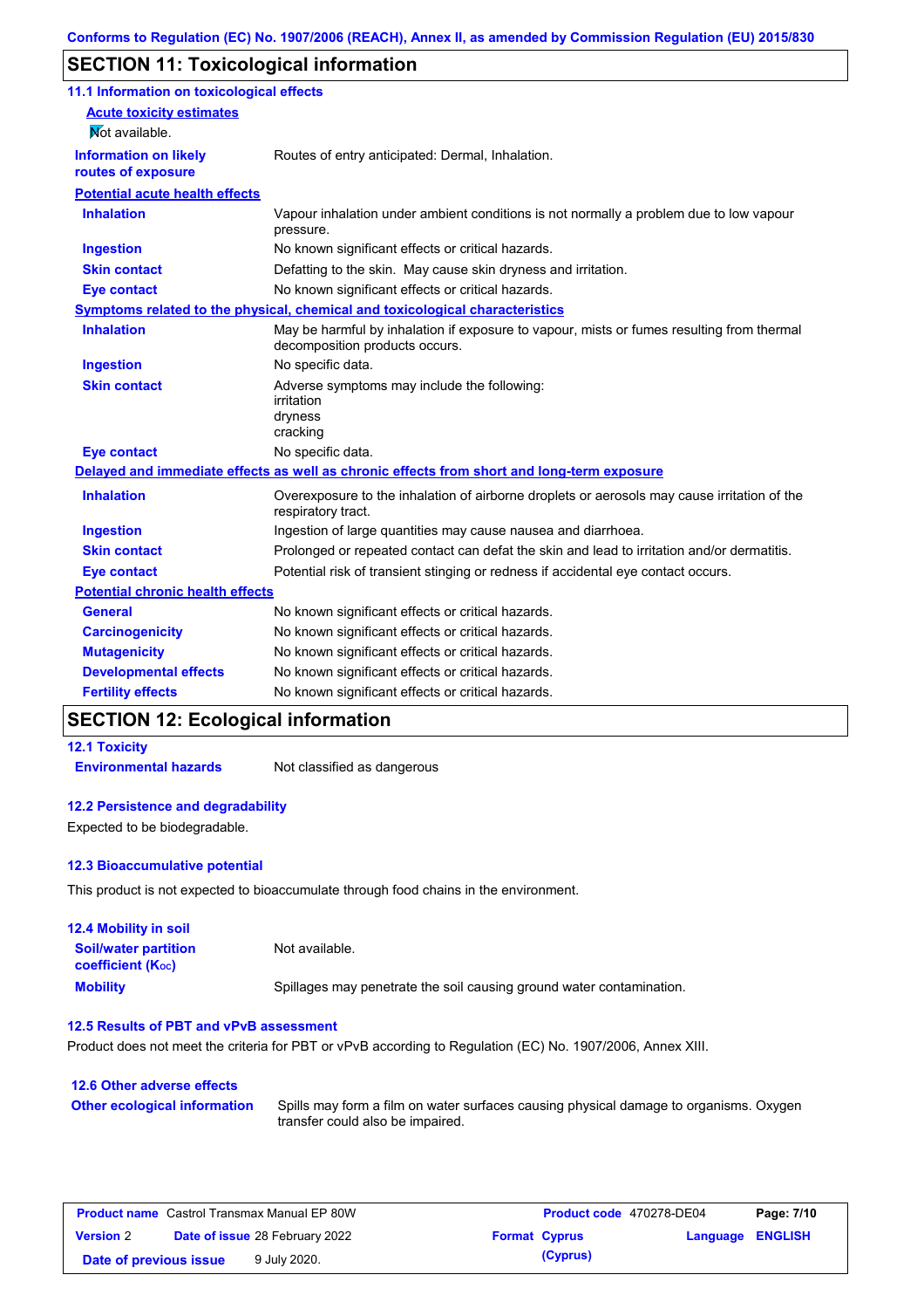Conforms to Regulation (EC) No. 1907/2006 (REACH), Annex II, as amended by Commission Regulation (EU) 2015/830

## SECTION 11: Toxicological information

### 11.1 Information on toxicological effects

**Acute toxicity estimates**

Not available.

| | |
|---|---|
| **Information on likely routes of exposure** | Routes of entry anticipated: Dermal, Inhalation. |

**Potential acute health effects**

| | |
|---|---|
| **Inhalation** | Vapour inhalation under ambient conditions is not normally a problem due to low vapour pressure. |
| **Ingestion** | No known significant effects or critical hazards. |
| **Skin contact** | Defatting to the skin. May cause skin dryness and irritation. |
| **Eye contact** | No known significant effects or critical hazards. |

**Symptoms related to the physical, chemical and toxicological characteristics**

| | |
|---|---|
| **Inhalation** | May be harmful by inhalation if exposure to vapour, mists or fumes resulting from thermal decomposition products occurs. |
| **Ingestion** | No specific data. |
| **Skin contact** | Adverse symptoms may include the following:<br>irritation<br>dryness<br>cracking |
| **Eye contact** | No specific data. |

**Delayed and immediate effects as well as chronic effects from short and long-term exposure**

| | |
|---|---|
| **Inhalation** | Overexposure to the inhalation of airborne droplets or aerosols may cause irritation of the respiratory tract. |
| **Ingestion** | Ingestion of large quantities may cause nausea and diarrhoea. |
| **Skin contact** | Prolonged or repeated contact can defat the skin and lead to irritation and/or dermatitis. |
| **Eye contact** | Potential risk of transient stinging or redness if accidental eye contact occurs. |

**Potential chronic health effects**

| | |
|---|---|
| **General** | No known significant effects or critical hazards. |
| **Carcinogenicity** | No known significant effects or critical hazards. |
| **Mutagenicity** | No known significant effects or critical hazards. |
| **Developmental effects** | No known significant effects or critical hazards. |
| **Fertility effects** | No known significant effects or critical hazards. |

## SECTION 12: Ecological information

### 12.1 Toxicity

| | |
|---|---|
| **Environmental hazards** | Not classified as dangerous |

### 12.2 Persistence and degradability

Expected to be biodegradable.

### 12.3 Bioaccumulative potential

This product is not expected to bioaccumulate through food chains in the environment.

### 12.4 Mobility in soil

| | |
|---|---|
| **Soil/water partition coefficient ($K_{OC}$)** | Not available. |
| **Mobility** | Spillages may penetrate the soil causing ground water contamination. |

### 12.5 Results of PBT and vPvB assessment

Product does not meet the criteria for PBT or vPvB according to Regulation (EC) No. 1907/2006, Annex XIII.

### 12.6 Other adverse effects

| | |
|---|---|
| **Other ecological information** | Spills may form a film on water surfaces causing physical damage to organisms. Oxygen transfer could also be impaired. |

| | | | |
|---|---|---|---|
| **Product name** Castrol Transmax Manual EP 80W | | **Product code** 470278-DE04 | |
| **Version** 2 | **Date of issue** 28 February 2022 | **Format** Cyprus (Cyprus) | **Language** ENGLISH |
| **Date of previous issue** | 9 July 2020. | | |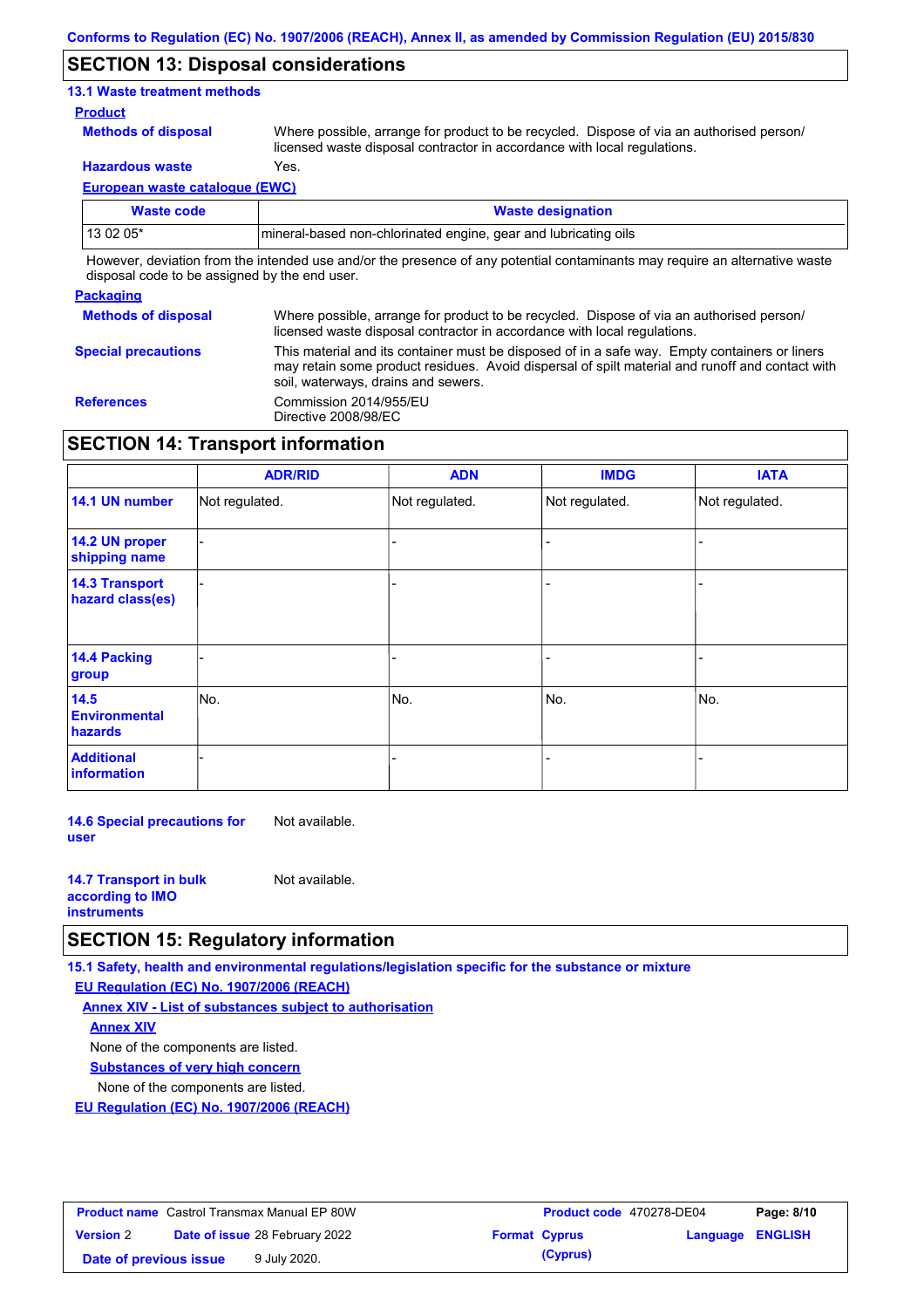## SECTION 13: Disposal considerations

### 13.1 Waste treatment methods

**Product**

**Methods of disposal** Where possible, arrange for product to be recycled. Dispose of via an authorised person/ licensed waste disposal contractor in accordance with local regulations.

**Hazardous waste** Yes.

**European waste catalogue (EWC)**

| Waste code | Waste designation |
|---|---|
| 13 02 05* | mineral-based non-chlorinated engine, gear and lubricating oils |

However, deviation from the intended use and/or the presence of any potential contaminants may require an alternative waste disposal code to be assigned by the end user.

**Packaging**

**Methods of disposal** Where possible, arrange for product to be recycled. Dispose of via an authorised person/ licensed waste disposal contractor in accordance with local regulations.

**Special precautions** This material and its container must be disposed of in a safe way. Empty containers or liners may retain some product residues. Avoid dispersal of spilt material and runoff and contact with soil, waterways, drains and sewers.

**References** Commission 2014/955/EU
Directive 2008/98/EC

## SECTION 14: Transport information

| | ADR/RID | ADN | IMDG | IATA |
|---|---|---|---|---|
| 14.1 UN number | Not regulated. | Not regulated. | Not regulated. | Not regulated. |
| 14.2 UN proper shipping name | - | - | - | - |
| 14.3 Transport hazard class(es) | - | - | - | - |
| 14.4 Packing group | - | - | - | - |
| 14.5 Environmental hazards | No. | No. | No. | No. |
| Additional information | - | - | - | - |

**14.6 Special precautions for user** Not available.

**14.7 Transport in bulk according to IMO instruments** Not available.

## SECTION 15: Regulatory information

### 15.1 Safety, health and environmental regulations/legislation specific for the substance or mixture

**EU Regulation (EC) No. 1907/2006 (REACH)**

**Annex XIV - List of substances subject to authorisation**

**Annex XIV**

None of the components are listed.

**Substances of very high concern**

None of the components are listed.

**EU Regulation (EC) No. 1907/2006 (REACH)**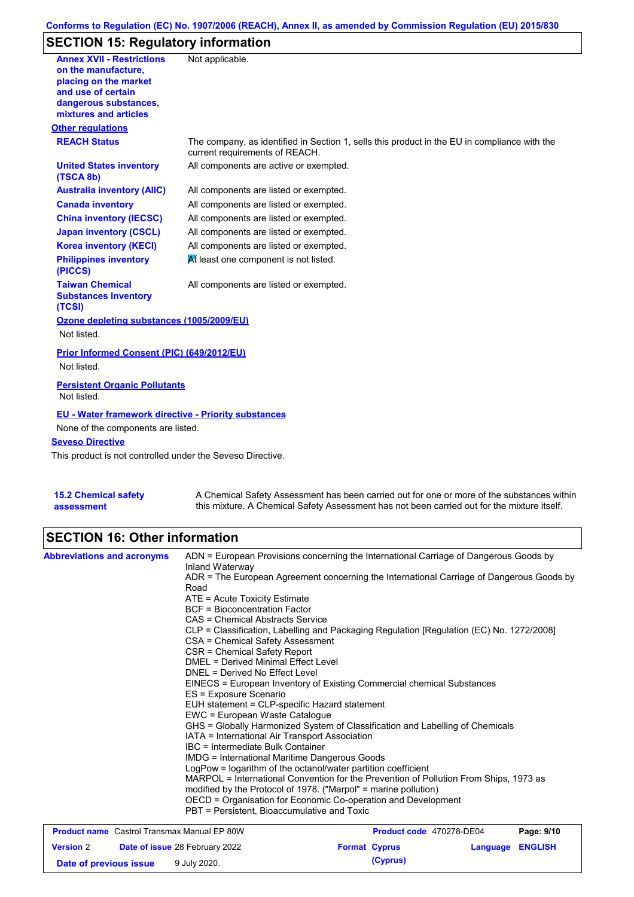## SECTION 15: Regulatory information

| | |
|---|---|
| **Annex XVII - Restrictions on the manufacture, placing on the market and use of certain dangerous substances, mixtures and articles** | Not applicable. |

**Other regulations**

| | |
|---|---|
| **REACH Status** | The company, as identified in Section 1, sells this product in the EU in compliance with the current requirements of REACH. |
| **United States inventory (TSCA 8b)** | All components are active or exempted. |
| **Australia inventory (AIIC)** | All components are listed or exempted. |
| **Canada inventory** | All components are listed or exempted. |
| **China inventory (IECSC)** | All components are listed or exempted. |
| **Japan inventory (CSCL)** | All components are listed or exempted. |
| **Korea inventory (KECI)** | All components are listed or exempted. |
| **Philippines inventory (PICCS)** | At least one component is not listed. |
| **Taiwan Chemical Substances Inventory (TCSI)** | All components are listed or exempted. |

**Ozone depleting substances (1005/2009/EU)**

Not listed.

**Prior Informed Consent (PIC) (649/2012/EU)**

Not listed.

**Persistent Organic Pollutants**

Not listed.

**EU - Water framework directive - Priority substances**

None of the components are listed.

**Seveso Directive**

This product is not controlled under the Seveso Directive.

| | |
|---|---|
| **15.2 Chemical safety assessment** | A Chemical Safety Assessment has been carried out for one or more of the substances within this mixture. A Chemical Safety Assessment has not been carried out for the mixture itself. |

## SECTION 16: Other information

**Abbreviations and acronyms**

ADN = European Provisions concerning the International Carriage of Dangerous Goods by Inland Waterway
ADR = The European Agreement concerning the International Carriage of Dangerous Goods by Road
ATE = Acute Toxicity Estimate
BCF = Bioconcentration Factor
CAS = Chemical Abstracts Service
CLP = Classification, Labelling and Packaging Regulation [Regulation (EC) No. 1272/2008]
CSA = Chemical Safety Assessment
CSR = Chemical Safety Report
DMEL = Derived Minimal Effect Level
DNEL = Derived No Effect Level
EINECS = European Inventory of Existing Commercial chemical Substances
ES = Exposure Scenario
EUH statement = CLP-specific Hazard statement
EWC = European Waste Catalogue
GHS = Globally Harmonized System of Classification and Labelling of Chemicals
IATA = International Air Transport Association
IBC = Intermediate Bulk Container
IMDG = International Maritime Dangerous Goods
LogPow = logarithm of the octanol/water partition coefficient
MARPOL = International Convention for the Prevention of Pollution From Ships, 1973 as modified by the Protocol of 1978. ("Marpol" = marine pollution)
OECD = Organisation for Economic Co-operation and Development
PBT = Persistent, Bioaccumulative and Toxic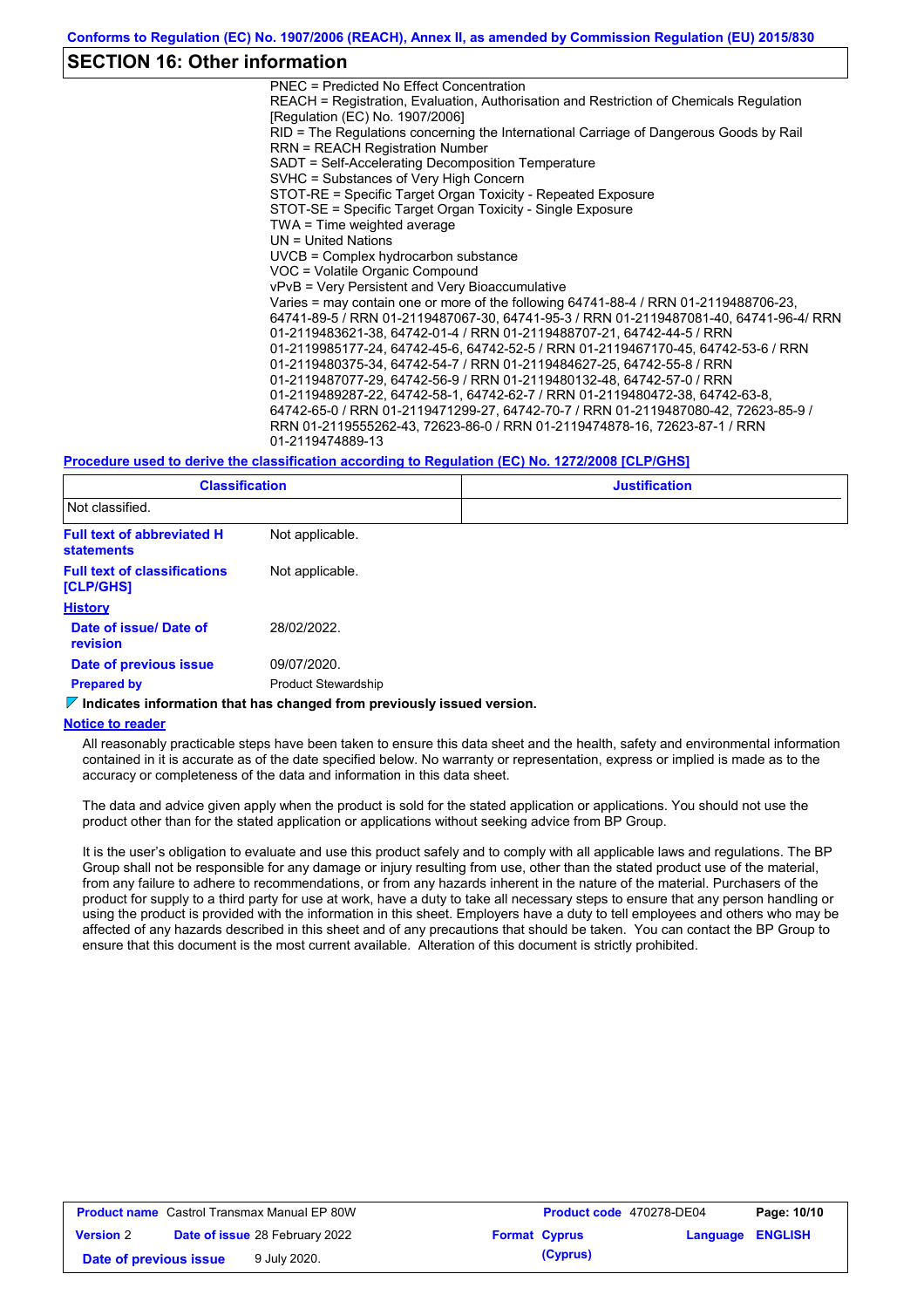## SECTION 16: Other information

PNEC = Predicted No Effect Concentration
REACH = Registration, Evaluation, Authorisation and Restriction of Chemicals Regulation [Regulation (EC) No. 1907/2006]
RID = The Regulations concerning the International Carriage of Dangerous Goods by Rail
RRN = REACH Registration Number
SADT = Self-Accelerating Decomposition Temperature
SVHC = Substances of Very High Concern
STOT-RE = Specific Target Organ Toxicity - Repeated Exposure
STOT-SE = Specific Target Organ Toxicity - Single Exposure
TWA = Time weighted average
UN = United Nations
UVCB = Complex hydrocarbon substance
VOC = Volatile Organic Compound
vPvB = Very Persistent and Very Bioaccumulative
Varies = may contain one or more of the following 64741-88-4 / RRN 01-2119488706-23, 64741-89-5 / RRN 01-2119487067-30, 64741-95-3 / RRN 01-2119487081-40, 64741-96-4/ RRN 01-2119483621-38, 64742-01-4 / RRN 01-2119488707-21, 64742-44-5 / RRN 01-2119985177-24, 64742-45-6, 64742-52-5 / RRN 01-2119467170-45, 64742-53-6 / RRN 01-2119480375-34, 64742-54-7 / RRN 01-2119484627-25, 64742-55-8 / RRN 01-2119487077-29, 64742-56-9 / RRN 01-2119480132-48, 64742-57-0 / RRN 01-2119489287-22, 64742-58-1, 64742-62-7 / RRN 01-2119480472-38, 64742-63-8, 64742-65-0 / RRN 01-2119471299-27, 64742-70-7 / RRN 01-2119487080-42, 72623-85-9 / RRN 01-2119555262-43, 72623-86-0 / RRN 01-2119474878-16, 72623-87-1 / RRN 01-2119474889-13

**Procedure used to derive the classification according to Regulation (EC) No. 1272/2008 [CLP/GHS]**

| Classification | Justification |
|---|---|
| Not classified. | |

**Full text of abbreviated H statements** Not applicable.

**Full text of classifications [CLP/GHS]** Not applicable.

**History**

**Date of issue/ Date of revision** 28/02/2022.

**Date of previous issue** 09/07/2020.

**Prepared by** Product Stewardship

**Indicates information that has changed from previously issued version.**

**Notice to reader**

All reasonably practicable steps have been taken to ensure this data sheet and the health, safety and environmental information contained in it is accurate as of the date specified below. No warranty or representation, express or implied is made as to the accuracy or completeness of the data and information in this data sheet.

The data and advice given apply when the product is sold for the stated application or applications. You should not use the product other than for the stated application or applications without seeking advice from BP Group.

It is the user's obligation to evaluate and use this product safely and to comply with all applicable laws and regulations. The BP Group shall not be responsible for any damage or injury resulting from use, other than the stated product use of the material, from any failure to adhere to recommendations, or from any hazards inherent in the nature of the material. Purchasers of the product for supply to a third party for use at work, have a duty to take all necessary steps to ensure that any person handling or using the product is provided with the information in this sheet. Employers have a duty to tell employees and others who may be affected of any hazards described in this sheet and of any precautions that should be taken. You can contact the BP Group to ensure that this document is the most current available. Alteration of this document is strictly prohibited.